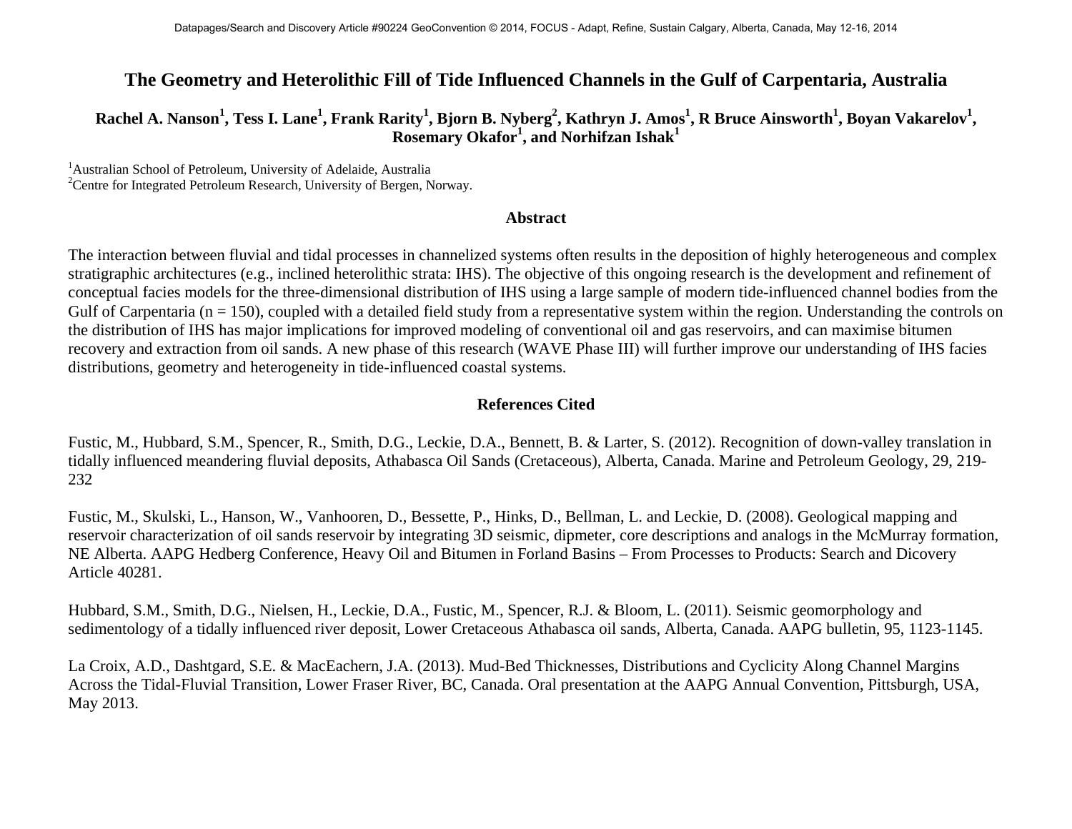# The Geometry and Heterolithic Fill of Tide Influenced Channels in the Gulf of Carpentaria, Australia

**Rachel A. Nanson[1], Tess I. Lane[1], Frank Rarity[1], Bjorn B. Nyberg[2], Kathryn J. Amos[1], R Bruce Ainsworth[1], Boyan Vakarelov[1], Rosemary Okafor[1], and Norhifzan Ishak[1]**

[1]Australian School of Petroleum, University of Adelaide, Australia
[2]Centre for Integrated Petroleum Research, University of Bergen, Norway.

## Abstract

The interaction between fluvial and tidal processes in channelized systems often results in the deposition of highly heterogeneous and complex stratigraphic architectures (e.g., inclined heterolithic strata: IHS). The objective of this ongoing research is the development and refinement of conceptual facies models for the three-dimensional distribution of IHS using a large sample of modern tide-influenced channel bodies from the Gulf of Carpentaria (n = 150), coupled with a detailed field study from a representative system within the region. Understanding the controls on the distribution of IHS has major implications for improved modeling of conventional oil and gas reservoirs, and can maximise bitumen recovery and extraction from oil sands. A new phase of this research (WAVE Phase III) will further improve our understanding of IHS facies distributions, geometry and heterogeneity in tide-influenced coastal systems.

## References Cited

Fustic, M., Hubbard, S.M., Spencer, R., Smith, D.G., Leckie, D.A., Bennett, B. & Larter, S. (2012). Recognition of down-valley translation in tidally influenced meandering fluvial deposits, Athabasca Oil Sands (Cretaceous), Alberta, Canada. Marine and Petroleum Geology, 29, 219-232

Fustic, M., Skulski, L., Hanson, W., Vanhooren, D., Bessette, P., Hinks, D., Bellman, L. and Leckie, D. (2008). Geological mapping and reservoir characterization of oil sands reservoir by integrating 3D seismic, dipmeter, core descriptions and analogs in the McMurray formation, NE Alberta. AAPG Hedberg Conference, Heavy Oil and Bitumen in Forland Basins – From Processes to Products: Search and Dicovery Article 40281.

Hubbard, S.M., Smith, D.G., Nielsen, H., Leckie, D.A., Fustic, M., Spencer, R.J. & Bloom, L. (2011). Seismic geomorphology and sedimentology of a tidally influenced river deposit, Lower Cretaceous Athabasca oil sands, Alberta, Canada. AAPG bulletin, 95, 1123-1145.

La Croix, A.D., Dashtgard, S.E. & MacEachern, J.A. (2013). Mud-Bed Thicknesses, Distributions and Cyclicity Along Channel Margins Across the Tidal-Fluvial Transition, Lower Fraser River, BC, Canada. Oral presentation at the AAPG Annual Convention, Pittsburgh, USA, May 2013.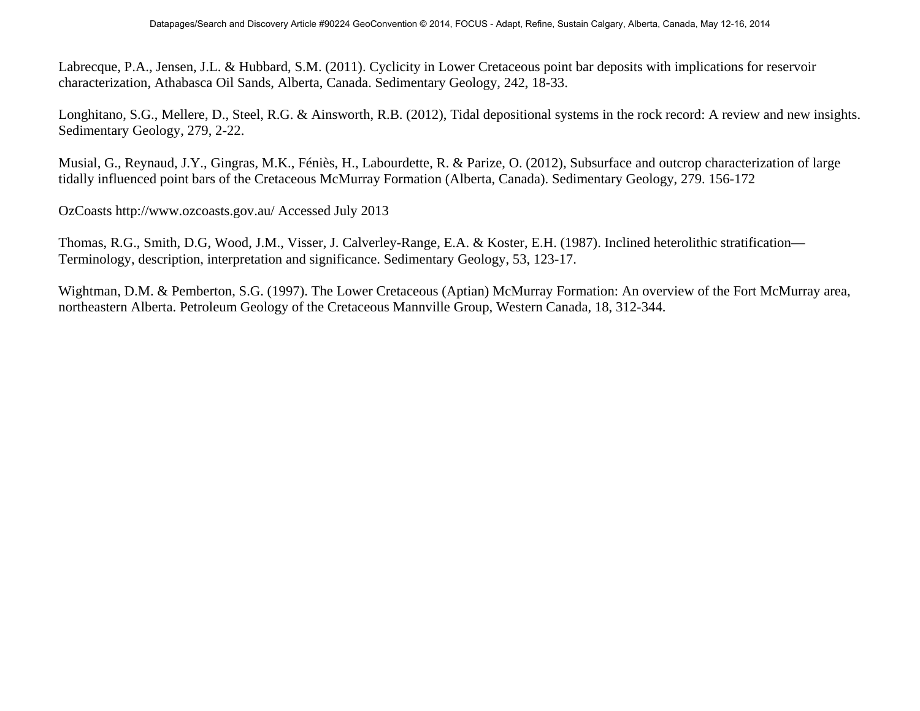Labrecque, P.A., Jensen, J.L. & Hubbard, S.M. (2011). Cyclicity in Lower Cretaceous point bar deposits with implications for reservoir characterization, Athabasca Oil Sands, Alberta, Canada. Sedimentary Geology, 242, 18-33.

Longhitano, S.G., Mellere, D., Steel, R.G. & Ainsworth, R.B. (2012), Tidal depositional systems in the rock record: A review and new insights. Sedimentary Geology, 279, 2-22.

Musial, G., Reynaud, J.Y., Gingras, M.K., Féniès, H., Labourdette, R. & Parize, O. (2012), Subsurface and outcrop characterization of large tidally influenced point bars of the Cretaceous McMurray Formation (Alberta, Canada). Sedimentary Geology, 279. 156-172

OzCoasts http://www.ozcoasts.gov.au/ Accessed July 2013

Thomas, R.G., Smith, D.G, Wood, J.M., Visser, J. Calverley-Range, E.A. & Koster, E.H. (1987). Inclined heterolithic stratification—Terminology, description, interpretation and significance. Sedimentary Geology, 53, 123-17.

Wightman, D.M. & Pemberton, S.G. (1997). The Lower Cretaceous (Aptian) McMurray Formation: An overview of the Fort McMurray area, northeastern Alberta. Petroleum Geology of the Cretaceous Mannville Group, Western Canada, 18, 312-344.